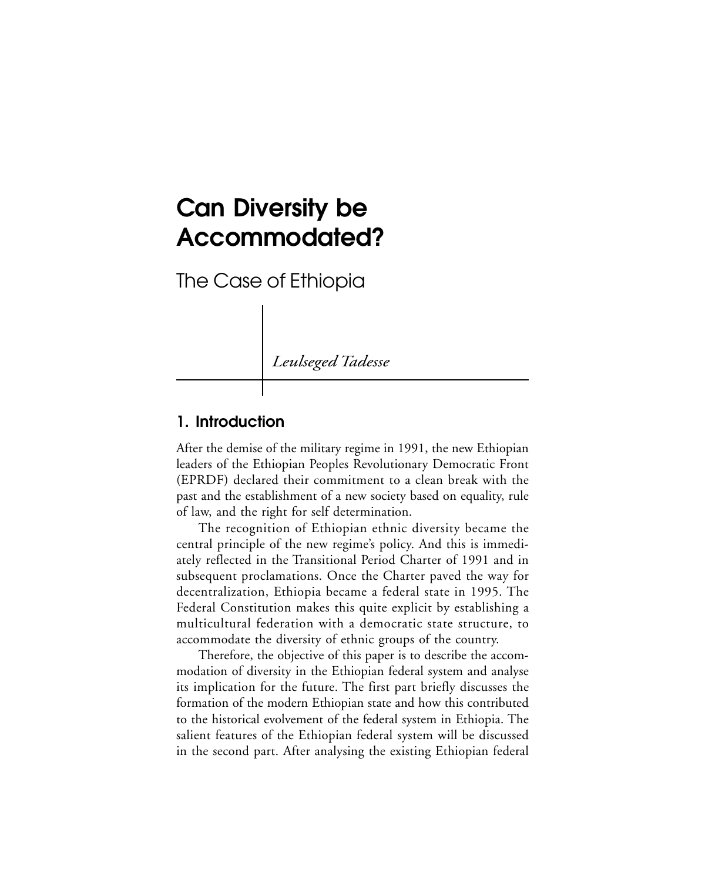# Can Diversity be Accommodated?

## The Case of Ethiopia

*Leulseged Tadesse*

## 1. Introduction

After the demise of the military regime in 1991, the new Ethiopian leaders of the Ethiopian Peoples Revolutionary Democratic Front (EPRDF) declared their commitment to a clean break with the past and the establishment of a new society based on equality, rule of law, and the right for self determination.

The recognition of Ethiopian ethnic diversity became the central principle of the new regime's policy. And this is immediately reflected in the Transitional Period Charter of 1991 and in subsequent proclamations. Once the Charter paved the way for decentralization, Ethiopia became a federal state in 1995. The Federal Constitution makes this quite explicit by establishing a multicultural federation with a democratic state structure, to accommodate the diversity of ethnic groups of the country.

Therefore, the objective of this paper is to describe the accommodation of diversity in the Ethiopian federal system and analyse its implication for the future. The first part briefly discusses the formation of the modern Ethiopian state and how this contributed to the historical evolvement of the federal system in Ethiopia. The salient features of the Ethiopian federal system will be discussed in the second part. After analysing the existing Ethiopian federal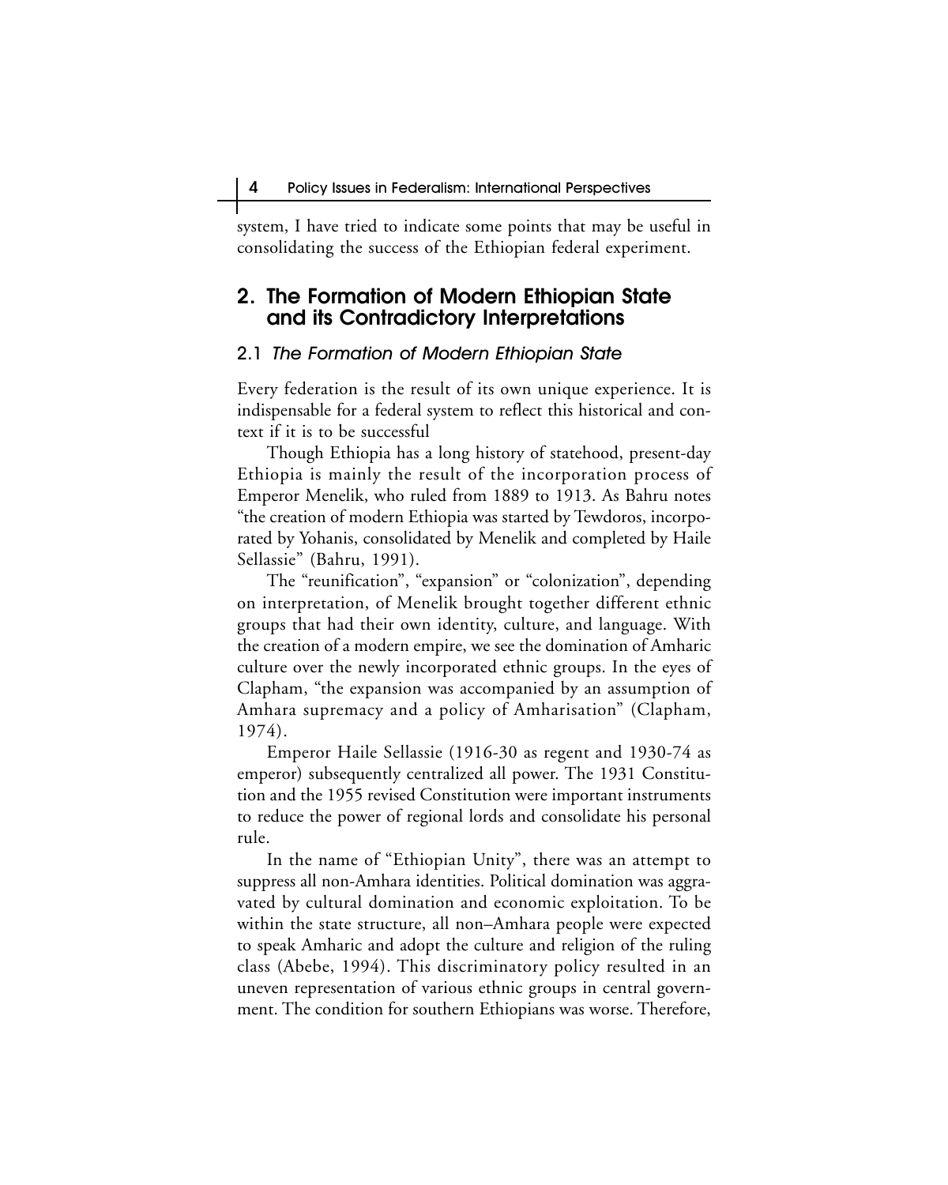system, I have tried to indicate some points that may be useful in consolidating the success of the Ethiopian federal experiment.

## 2. The Formation of Modern Ethiopian State and its Contradictory Interpretations

### 2.1 *The Formation of Modern Ethiopian State*

Every federation is the result of its own unique experience. It is indispensable for a federal system to reflect this historical and context if it is to be successful

Though Ethiopia has a long history of statehood, present-day Ethiopia is mainly the result of the incorporation process of Emperor Menelik, who ruled from 1889 to 1913. As Bahru notes "the creation of modern Ethiopia was started by Tewdoros, incorporated by Yohanis, consolidated by Menelik and completed by Haile Sellassie" (Bahru, 1991).

The "reunification", "expansion" or "colonization", depending on interpretation, of Menelik brought together different ethnic groups that had their own identity, culture, and language. With the creation of a modern empire, we see the domination of Amharic culture over the newly incorporated ethnic groups. In the eyes of Clapham, "the expansion was accompanied by an assumption of Amhara supremacy and a policy of Amharisation" (Clapham, 1974).

Emperor Haile Sellassie (1916-30 as regent and 1930-74 as emperor) subsequently centralized all power. The 1931 Constitution and the 1955 revised Constitution were important instruments to reduce the power of regional lords and consolidate his personal rule.

In the name of "Ethiopian Unity", there was an attempt to suppress all non-Amhara identities. Political domination was aggravated by cultural domination and economic exploitation. To be within the state structure, all non–Amhara people were expected to speak Amharic and adopt the culture and religion of the ruling class (Abebe, 1994). This discriminatory policy resulted in an uneven representation of various ethnic groups in central government. The condition for southern Ethiopians was worse. Therefore,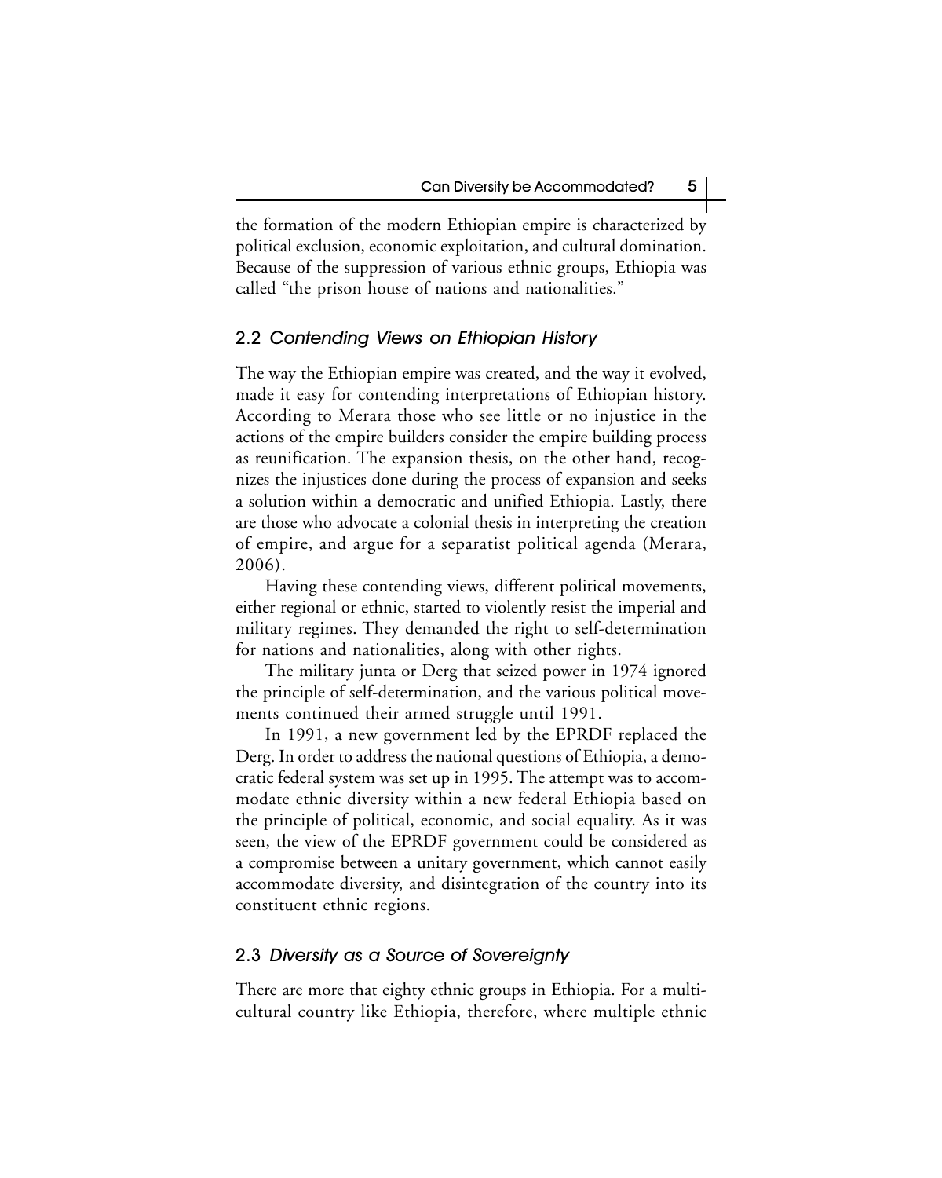the formation of the modern Ethiopian empire is characterized by political exclusion, economic exploitation, and cultural domination. Because of the suppression of various ethnic groups, Ethiopia was called "the prison house of nations and nationalities."

## 2.2 *Contending Views on Ethiopian History*

The way the Ethiopian empire was created, and the way it evolved, made it easy for contending interpretations of Ethiopian history. According to Merara those who see little or no injustice in the actions of the empire builders consider the empire building process as reunification. The expansion thesis, on the other hand, recognizes the injustices done during the process of expansion and seeks a solution within a democratic and unified Ethiopia. Lastly, there are those who advocate a colonial thesis in interpreting the creation of empire, and argue for a separatist political agenda (Merara, 2006).

Having these contending views, different political movements, either regional or ethnic, started to violently resist the imperial and military regimes. They demanded the right to self-determination for nations and nationalities, along with other rights.

The military junta or Derg that seized power in 1974 ignored the principle of self-determination, and the various political movements continued their armed struggle until 1991.

In 1991, a new government led by the EPRDF replaced the Derg. In order to address the national questions of Ethiopia, a democratic federal system was set up in 1995. The attempt was to accommodate ethnic diversity within a new federal Ethiopia based on the principle of political, economic, and social equality. As it was seen, the view of the EPRDF government could be considered as a compromise between a unitary government, which cannot easily accommodate diversity, and disintegration of the country into its constituent ethnic regions.

## 2.3 *Diversity as a Source of Sovereignty*

There are more that eighty ethnic groups in Ethiopia. For a multicultural country like Ethiopia, therefore, where multiple ethnic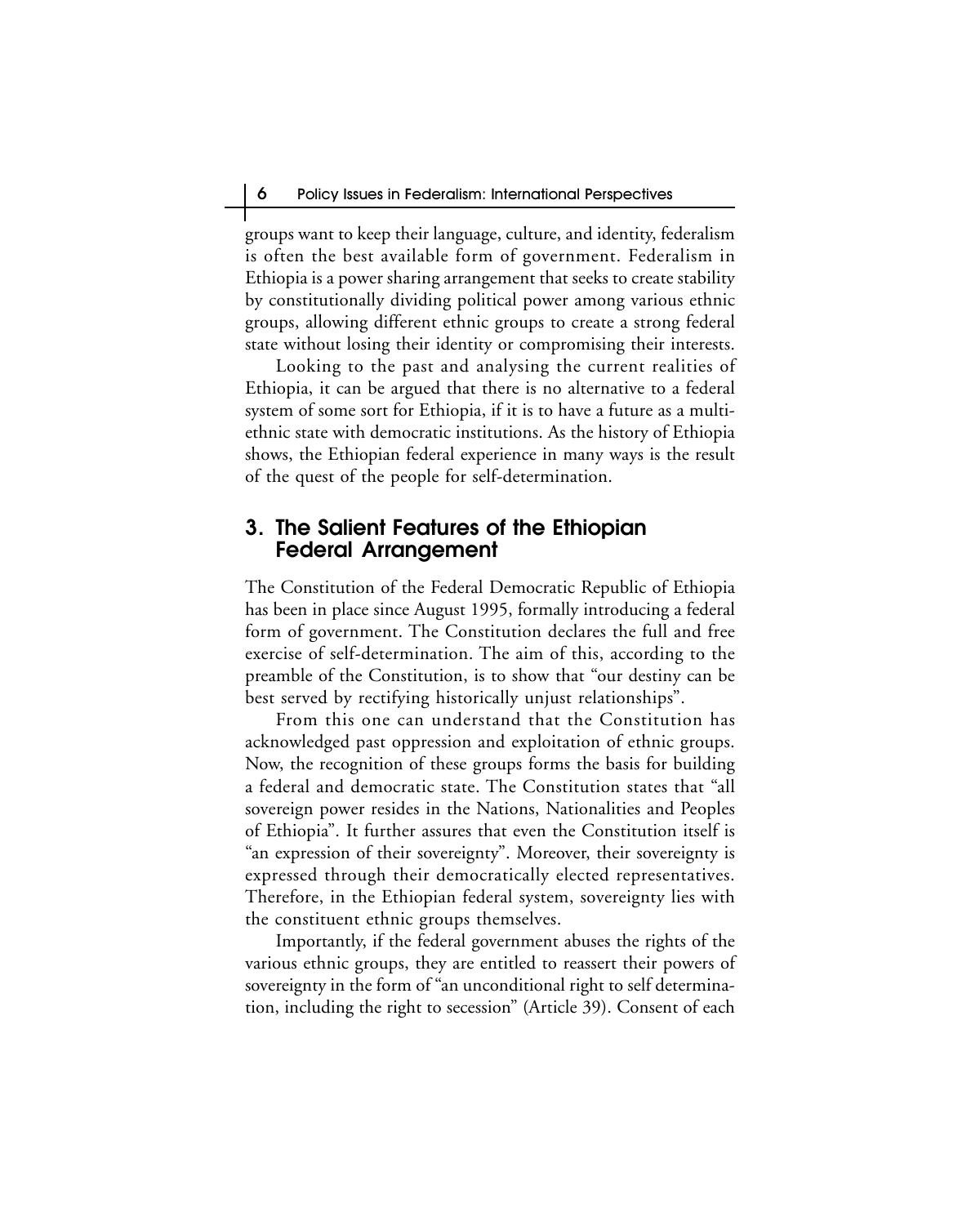groups want to keep their language, culture, and identity, federalism is often the best available form of government. Federalism in Ethiopia is a power sharing arrangement that seeks to create stability by constitutionally dividing political power among various ethnic groups, allowing different ethnic groups to create a strong federal state without losing their identity or compromising their interests.

Looking to the past and analysing the current realities of Ethiopia, it can be argued that there is no alternative to a federal system of some sort for Ethiopia, if it is to have a future as a multi-ethnic state with democratic institutions. As the history of Ethiopia shows, the Ethiopian federal experience in many ways is the result of the quest of the people for self-determination.

## 3. The Salient Features of the Ethiopian Federal Arrangement

The Constitution of the Federal Democratic Republic of Ethiopia has been in place since August 1995, formally introducing a federal form of government. The Constitution declares the full and free exercise of self-determination. The aim of this, according to the preamble of the Constitution, is to show that "our destiny can be best served by rectifying historically unjust relationships".

From this one can understand that the Constitution has acknowledged past oppression and exploitation of ethnic groups. Now, the recognition of these groups forms the basis for building a federal and democratic state. The Constitution states that "all sovereign power resides in the Nations, Nationalities and Peoples of Ethiopia". It further assures that even the Constitution itself is "an expression of their sovereignty". Moreover, their sovereignty is expressed through their democratically elected representatives. Therefore, in the Ethiopian federal system, sovereignty lies with the constituent ethnic groups themselves.

Importantly, if the federal government abuses the rights of the various ethnic groups, they are entitled to reassert their powers of sovereignty in the form of "an unconditional right to self determination, including the right to secession" (Article 39). Consent of each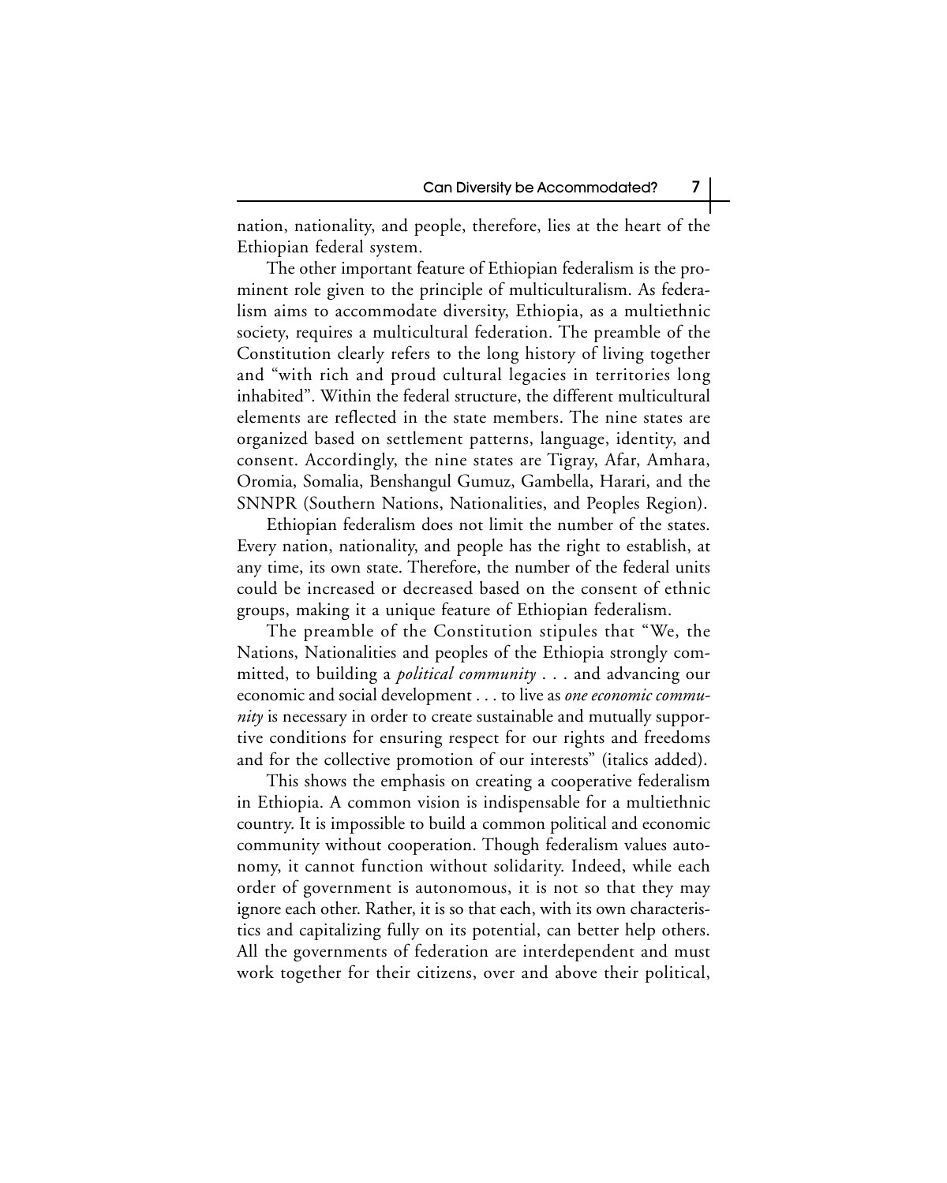nation, nationality, and people, therefore, lies at the heart of the Ethiopian federal system.

The other important feature of Ethiopian federalism is the prominent role given to the principle of multiculturalism. As federalism aims to accommodate diversity, Ethiopia, as a multiethnic society, requires a multicultural federation. The preamble of the Constitution clearly refers to the long history of living together and "with rich and proud cultural legacies in territories long inhabited". Within the federal structure, the different multicultural elements are reflected in the state members. The nine states are organized based on settlement patterns, language, identity, and consent. Accordingly, the nine states are Tigray, Afar, Amhara, Oromia, Somalia, Benshangul Gumuz, Gambella, Harari, and the SNNPR (Southern Nations, Nationalities, and Peoples Region).

Ethiopian federalism does not limit the number of the states. Every nation, nationality, and people has the right to establish, at any time, its own state. Therefore, the number of the federal units could be increased or decreased based on the consent of ethnic groups, making it a unique feature of Ethiopian federalism.

The preamble of the Constitution stipules that "We, the Nations, Nationalities and peoples of the Ethiopia strongly committed, to building a *political community* . . . and advancing our economic and social development . . . to live as *one economic community* is necessary in order to create sustainable and mutually supportive conditions for ensuring respect for our rights and freedoms and for the collective promotion of our interests" (italics added).

This shows the emphasis on creating a cooperative federalism in Ethiopia. A common vision is indispensable for a multiethnic country. It is impossible to build a common political and economic community without cooperation. Though federalism values autonomy, it cannot function without solidarity. Indeed, while each order of government is autonomous, it is not so that they may ignore each other. Rather, it is so that each, with its own characteristics and capitalizing fully on its potential, can better help others. All the governments of federation are interdependent and must work together for their citizens, over and above their political,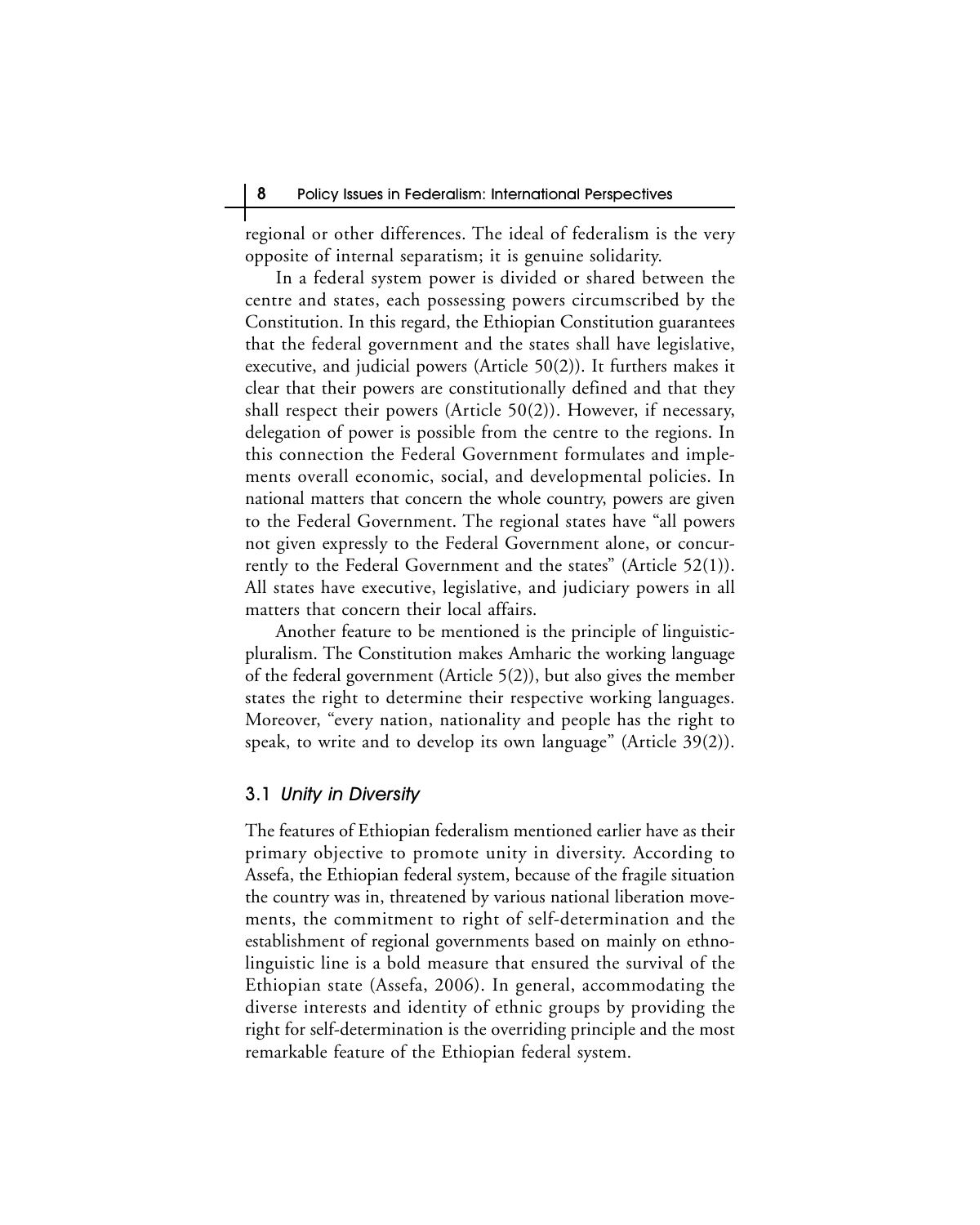regional or other differences. The ideal of federalism is the very opposite of internal separatism; it is genuine solidarity.

In a federal system power is divided or shared between the centre and states, each possessing powers circumscribed by the Constitution. In this regard, the Ethiopian Constitution guarantees that the federal government and the states shall have legislative, executive, and judicial powers (Article 50(2)). It furthers makes it clear that their powers are constitutionally defined and that they shall respect their powers (Article 50(2)). However, if necessary, delegation of power is possible from the centre to the regions. In this connection the Federal Government formulates and implements overall economic, social, and developmental policies. In national matters that concern the whole country, powers are given to the Federal Government. The regional states have "all powers not given expressly to the Federal Government alone, or concurrently to the Federal Government and the states" (Article 52(1)). All states have executive, legislative, and judiciary powers in all matters that concern their local affairs.

Another feature to be mentioned is the principle of linguistic-pluralism. The Constitution makes Amharic the working language of the federal government (Article 5(2)), but also gives the member states the right to determine their respective working languages. Moreover, "every nation, nationality and people has the right to speak, to write and to develop its own language" (Article 39(2)).

### 3.1 *Unity in Diversity*

The features of Ethiopian federalism mentioned earlier have as their primary objective to promote unity in diversity. According to Assefa, the Ethiopian federal system, because of the fragile situation the country was in, threatened by various national liberation movements, the commitment to right of self-determination and the establishment of regional governments based on mainly on ethno-linguistic line is a bold measure that ensured the survival of the Ethiopian state (Assefa, 2006). In general, accommodating the diverse interests and identity of ethnic groups by providing the right for self-determination is the overriding principle and the most remarkable feature of the Ethiopian federal system.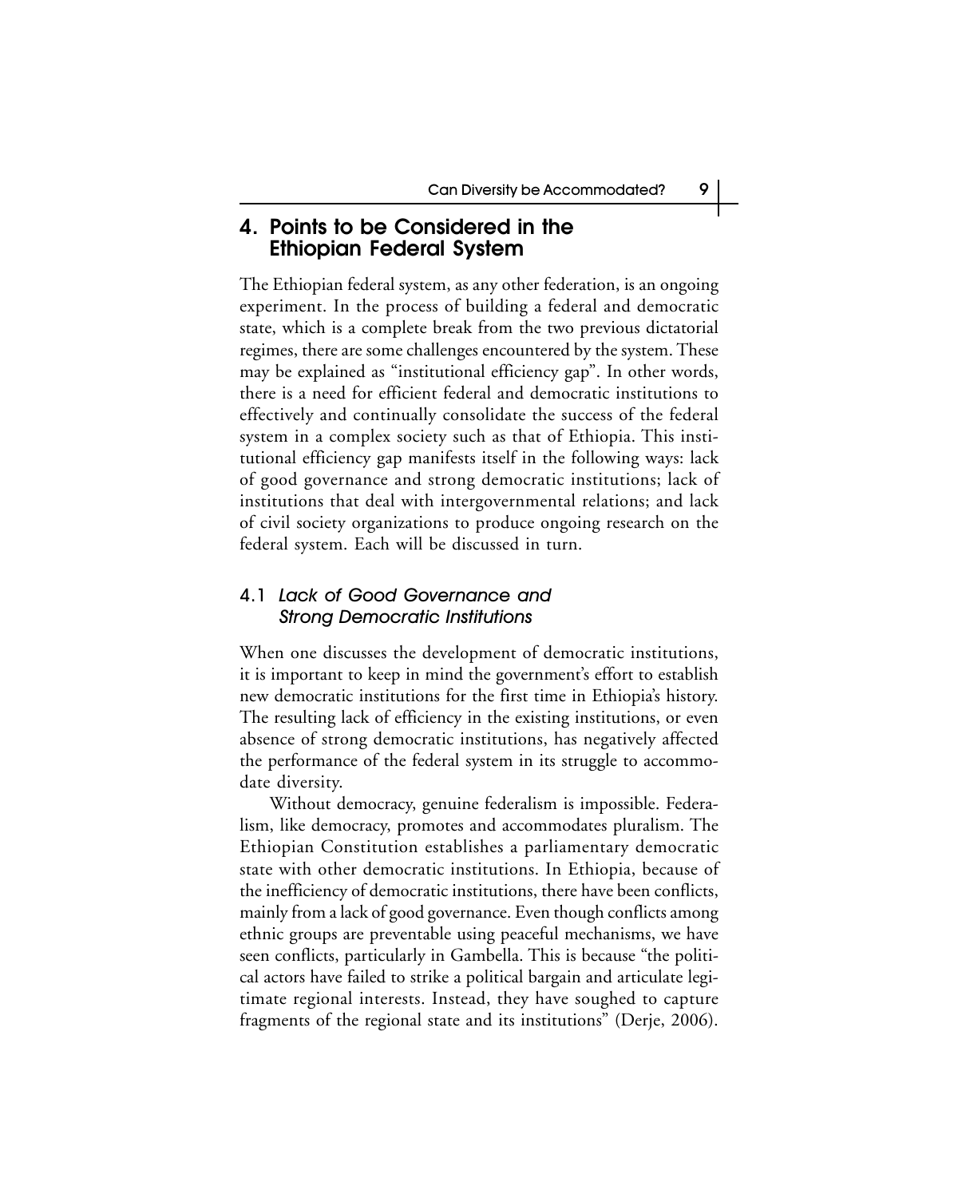## 4. Points to be Considered in the Ethiopian Federal System

The Ethiopian federal system, as any other federation, is an ongoing experiment. In the process of building a federal and democratic state, which is a complete break from the two previous dictatorial regimes, there are some challenges encountered by the system. These may be explained as "institutional efficiency gap". In other words, there is a need for efficient federal and democratic institutions to effectively and continually consolidate the success of the federal system in a complex society such as that of Ethiopia. This institutional efficiency gap manifests itself in the following ways: lack of good governance and strong democratic institutions; lack of institutions that deal with intergovernmental relations; and lack of civil society organizations to produce ongoing research on the federal system. Each will be discussed in turn.

### 4.1 *Lack of Good Governance and Strong Democratic Institutions*

When one discusses the development of democratic institutions, it is important to keep in mind the government's effort to establish new democratic institutions for the first time in Ethiopia's history. The resulting lack of efficiency in the existing institutions, or even absence of strong democratic institutions, has negatively affected the performance of the federal system in its struggle to accommodate diversity.

Without democracy, genuine federalism is impossible. Federalism, like democracy, promotes and accommodates pluralism. The Ethiopian Constitution establishes a parliamentary democratic state with other democratic institutions. In Ethiopia, because of the inefficiency of democratic institutions, there have been conflicts, mainly from a lack of good governance. Even though conflicts among ethnic groups are preventable using peaceful mechanisms, we have seen conflicts, particularly in Gambella. This is because "the political actors have failed to strike a political bargain and articulate legitimate regional interests. Instead, they have soughed to capture fragments of the regional state and its institutions" (Derje, 2006).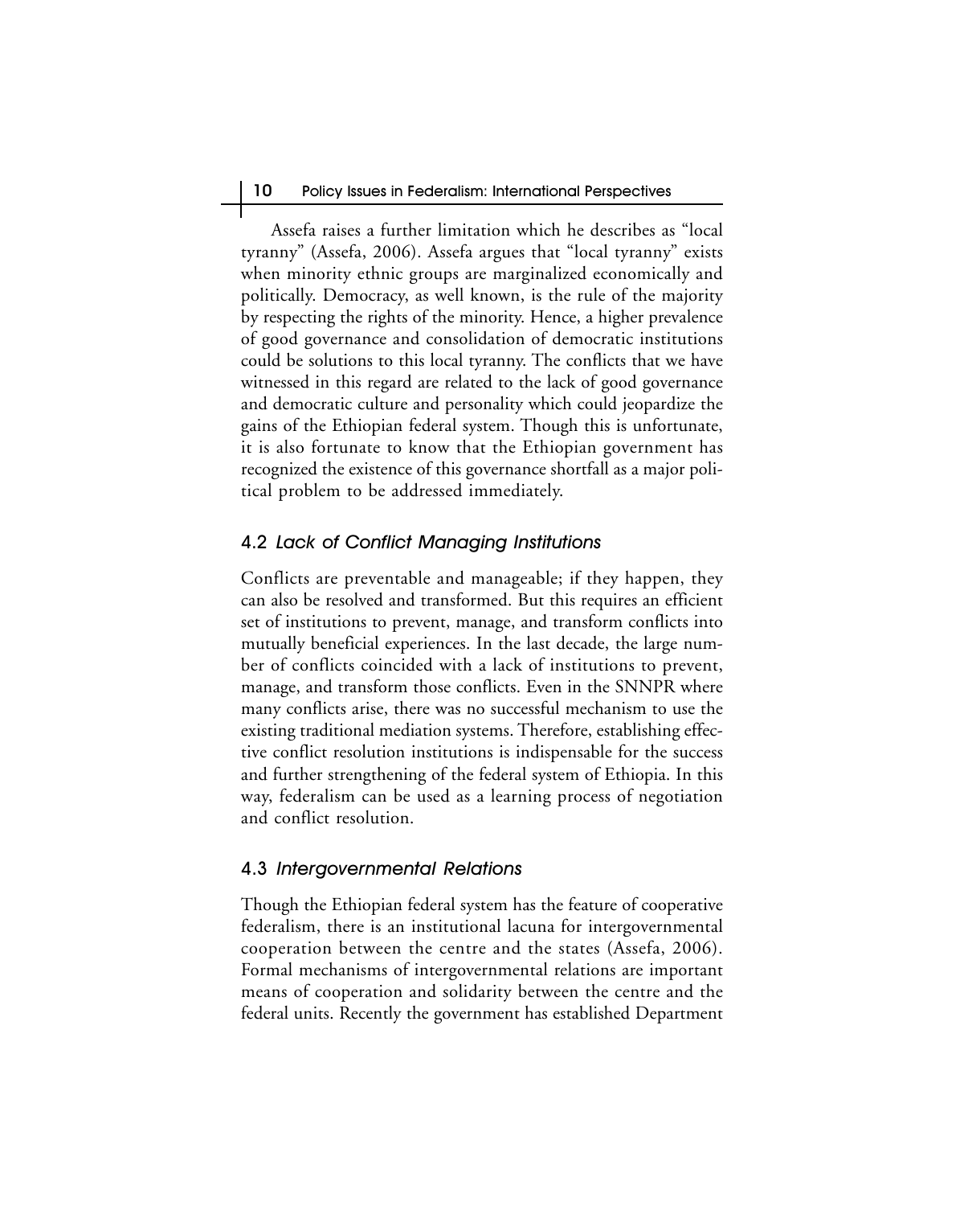Assefa raises a further limitation which he describes as "local tyranny" (Assefa, 2006). Assefa argues that "local tyranny" exists when minority ethnic groups are marginalized economically and politically. Democracy, as well known, is the rule of the majority by respecting the rights of the minority. Hence, a higher prevalence of good governance and consolidation of democratic institutions could be solutions to this local tyranny. The conflicts that we have witnessed in this regard are related to the lack of good governance and democratic culture and personality which could jeopardize the gains of the Ethiopian federal system. Though this is unfortunate, it is also fortunate to know that the Ethiopian government has recognized the existence of this governance shortfall as a major political problem to be addressed immediately.

### 4.2 *Lack of Conflict Managing Institutions*

Conflicts are preventable and manageable; if they happen, they can also be resolved and transformed. But this requires an efficient set of institutions to prevent, manage, and transform conflicts into mutually beneficial experiences. In the last decade, the large number of conflicts coincided with a lack of institutions to prevent, manage, and transform those conflicts. Even in the SNNPR where many conflicts arise, there was no successful mechanism to use the existing traditional mediation systems. Therefore, establishing effective conflict resolution institutions is indispensable for the success and further strengthening of the federal system of Ethiopia. In this way, federalism can be used as a learning process of negotiation and conflict resolution.

### 4.3 *Intergovernmental Relations*

Though the Ethiopian federal system has the feature of cooperative federalism, there is an institutional lacuna for intergovernmental cooperation between the centre and the states (Assefa, 2006). Formal mechanisms of intergovernmental relations are important means of cooperation and solidarity between the centre and the federal units. Recently the government has established Department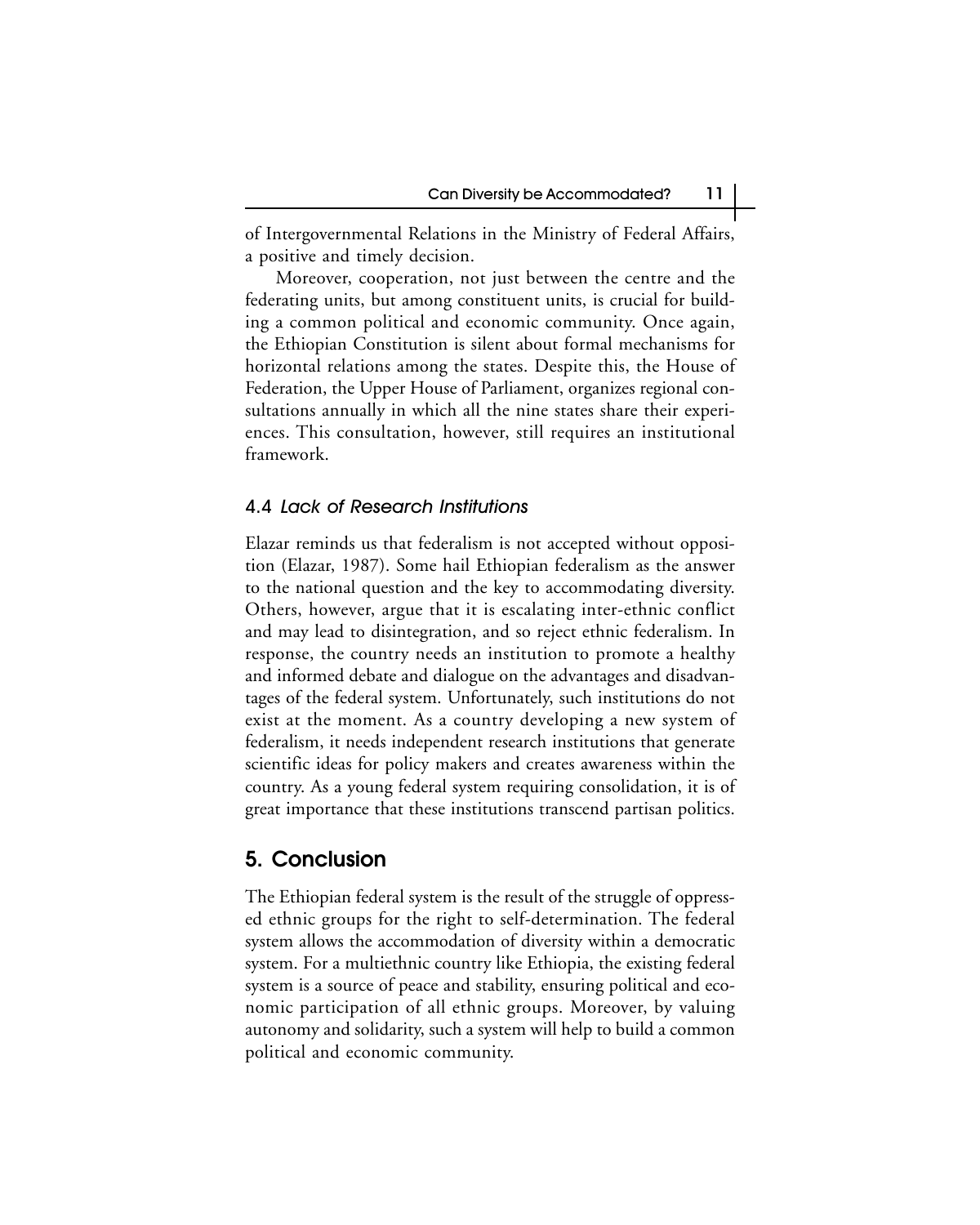of Intergovernmental Relations in the Ministry of Federal Affairs, a positive and timely decision.

Moreover, cooperation, not just between the centre and the federating units, but among constituent units, is crucial for building a common political and economic community. Once again, the Ethiopian Constitution is silent about formal mechanisms for horizontal relations among the states. Despite this, the House of Federation, the Upper House of Parliament, organizes regional consultations annually in which all the nine states share their experiences. This consultation, however, still requires an institutional framework.

### 4.4 *Lack of Research Institutions*

Elazar reminds us that federalism is not accepted without opposition (Elazar, 1987). Some hail Ethiopian federalism as the answer to the national question and the key to accommodating diversity. Others, however, argue that it is escalating inter-ethnic conflict and may lead to disintegration, and so reject ethnic federalism. In response, the country needs an institution to promote a healthy and informed debate and dialogue on the advantages and disadvantages of the federal system. Unfortunately, such institutions do not exist at the moment. As a country developing a new system of federalism, it needs independent research institutions that generate scientific ideas for policy makers and creates awareness within the country. As a young federal system requiring consolidation, it is of great importance that these institutions transcend partisan politics.

## 5. Conclusion

The Ethiopian federal system is the result of the struggle of oppressed ethnic groups for the right to self-determination. The federal system allows the accommodation of diversity within a democratic system. For a multiethnic country like Ethiopia, the existing federal system is a source of peace and stability, ensuring political and economic participation of all ethnic groups. Moreover, by valuing autonomy and solidarity, such a system will help to build a common political and economic community.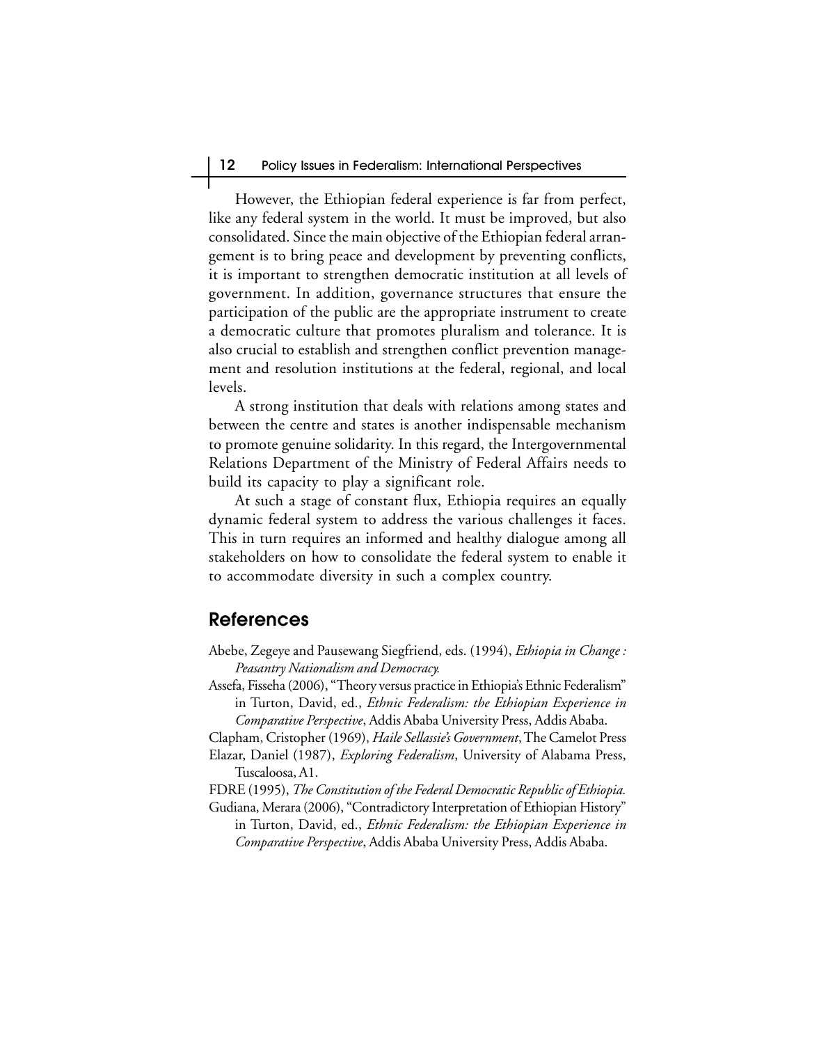However, the Ethiopian federal experience is far from perfect, like any federal system in the world. It must be improved, but also consolidated. Since the main objective of the Ethiopian federal arrangement is to bring peace and development by preventing conflicts, it is important to strengthen democratic institution at all levels of government. In addition, governance structures that ensure the participation of the public are the appropriate instrument to create a democratic culture that promotes pluralism and tolerance. It is also crucial to establish and strengthen conflict prevention management and resolution institutions at the federal, regional, and local levels.

A strong institution that deals with relations among states and between the centre and states is another indispensable mechanism to promote genuine solidarity. In this regard, the Intergovernmental Relations Department of the Ministry of Federal Affairs needs to build its capacity to play a significant role.

At such a stage of constant flux, Ethiopia requires an equally dynamic federal system to address the various challenges it faces. This in turn requires an informed and healthy dialogue among all stakeholders on how to consolidate the federal system to enable it to accommodate diversity in such a complex country.

## References

Abebe, Zegeye and Pausewang Siegfriend, eds. (1994), *Ethiopia in Change : Peasantry Nationalism and Democracy.*

Assefa, Fisseha (2006), "Theory versus practice in Ethiopia's Ethnic Federalism" in Turton, David, ed., *Ethnic Federalism: the Ethiopian Experience in Comparative Perspective*, Addis Ababa University Press, Addis Ababa.

Clapham, Cristopher (1969), *Haile Sellassie's Government*, The Camelot Press

Elazar, Daniel (1987), *Exploring Federalism*, University of Alabama Press, Tuscaloosa, A1.

FDRE (1995), *The Constitution of the Federal Democratic Republic of Ethiopia.*

Gudiana, Merara (2006), "Contradictory Interpretation of Ethiopian History" in Turton, David, ed., *Ethnic Federalism: the Ethiopian Experience in Comparative Perspective*, Addis Ababa University Press, Addis Ababa.